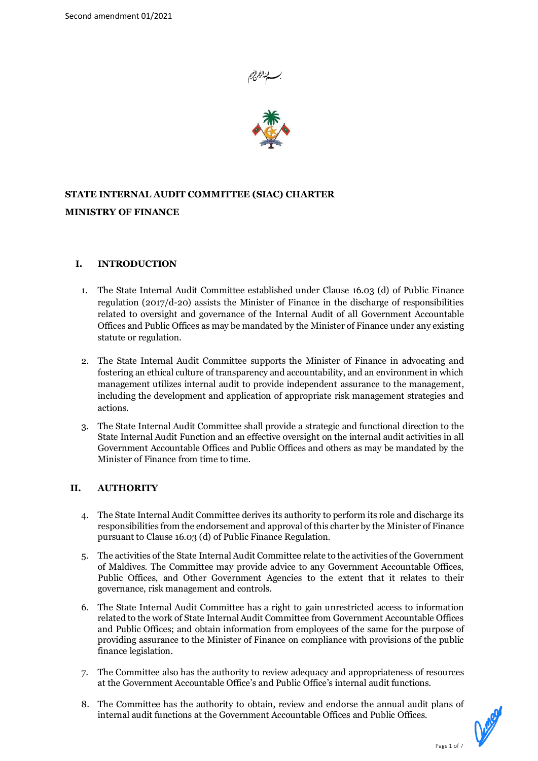Second amendment 01/2021

بسم الله الرحمن الرحيم

**STATE INTERNAL AUDIT COMMITTEE (SIAC) CHARTER**

**MINISTRY OF FINANCE**

## I. INTRODUCTION

1. The State Internal Audit Committee established under Clause 16.03 (d) of Public Finance regulation (2017/d-20) assists the Minister of Finance in the discharge of responsibilities related to oversight and governance of the Internal Audit of all Government Accountable Offices and Public Offices as may be mandated by the Minister of Finance under any existing statute or regulation.

2. The State Internal Audit Committee supports the Minister of Finance in advocating and fostering an ethical culture of transparency and accountability, and an environment in which management utilizes internal audit to provide independent assurance to the management, including the development and application of appropriate risk management strategies and actions.

3. The State Internal Audit Committee shall provide a strategic and functional direction to the State Internal Audit Function and an effective oversight on the internal audit activities in all Government Accountable Offices and Public Offices and others as may be mandated by the Minister of Finance from time to time.

## II. AUTHORITY

4. The State Internal Audit Committee derives its authority to perform its role and discharge its responsibilities from the endorsement and approval of this charter by the Minister of Finance pursuant to Clause 16.03 (d) of Public Finance Regulation.

5. The activities of the State Internal Audit Committee relate to the activities of the Government of Maldives. The Committee may provide advice to any Government Accountable Offices, Public Offices, and Other Government Agencies to the extent that it relates to their governance, risk management and controls.

6. The State Internal Audit Committee has a right to gain unrestricted access to information related to the work of State Internal Audit Committee from Government Accountable Offices and Public Offices; and obtain information from employees of the same for the purpose of providing assurance to the Minister of Finance on compliance with provisions of the public finance legislation.

7. The Committee also has the authority to review adequacy and appropriateness of resources at the Government Accountable Office's and Public Office's internal audit functions.

8. The Committee has the authority to obtain, review and endorse the annual audit plans of internal audit functions at the Government Accountable Offices and Public Offices.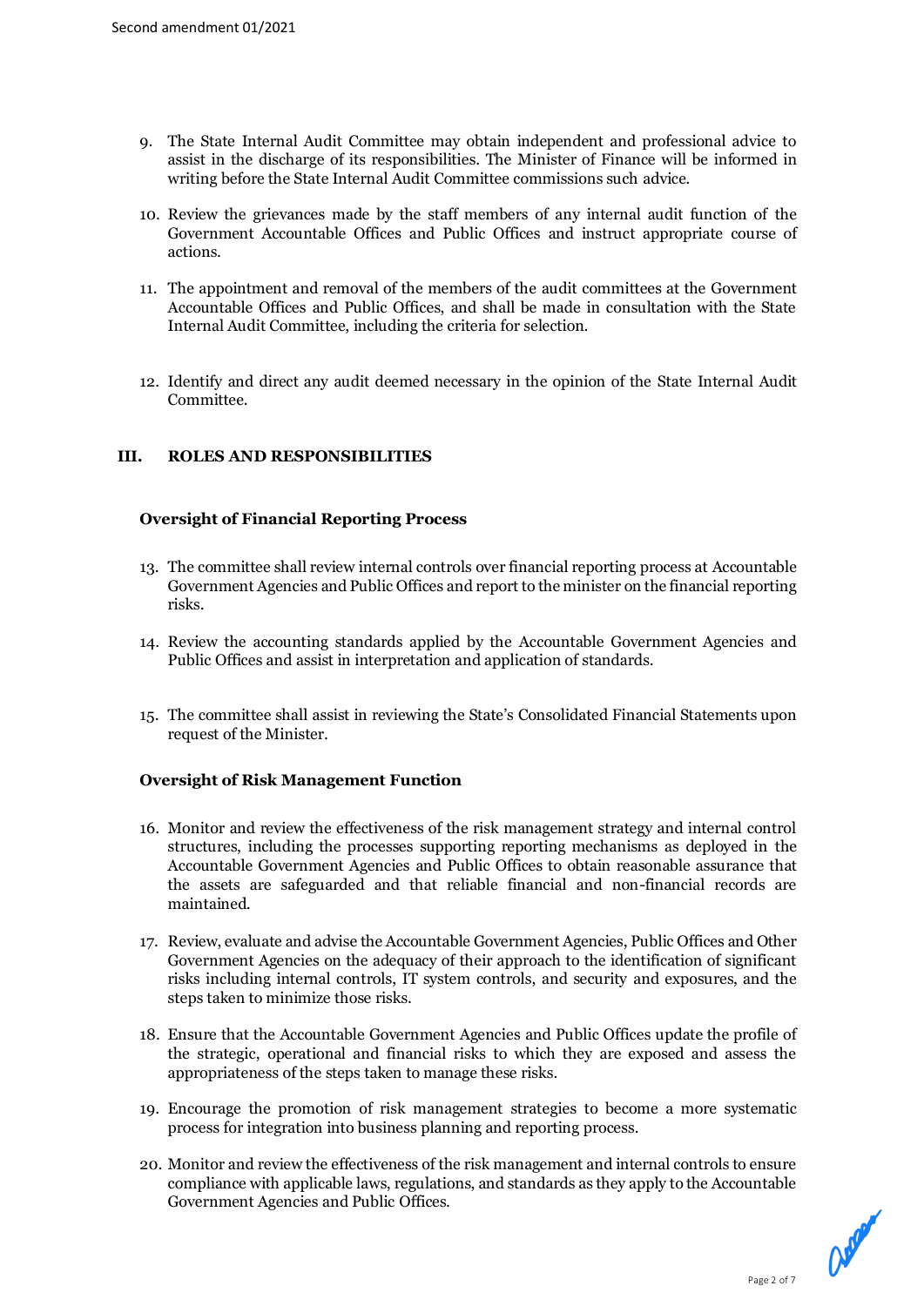9. The State Internal Audit Committee may obtain independent and professional advice to assist in the discharge of its responsibilities. The Minister of Finance will be informed in writing before the State Internal Audit Committee commissions such advice.

10. Review the grievances made by the staff members of any internal audit function of the Government Accountable Offices and Public Offices and instruct appropriate course of actions.

11. The appointment and removal of the members of the audit committees at the Government Accountable Offices and Public Offices, and shall be made in consultation with the State Internal Audit Committee, including the criteria for selection.

12. Identify and direct any audit deemed necessary in the opinion of the State Internal Audit Committee.

## III. ROLES AND RESPONSIBILITIES

### Oversight of Financial Reporting Process

13. The committee shall review internal controls over financial reporting process at Accountable Government Agencies and Public Offices and report to the minister on the financial reporting risks.

14. Review the accounting standards applied by the Accountable Government Agencies and Public Offices and assist in interpretation and application of standards.

15. The committee shall assist in reviewing the State's Consolidated Financial Statements upon request of the Minister.

### Oversight of Risk Management Function

16. Monitor and review the effectiveness of the risk management strategy and internal control structures, including the processes supporting reporting mechanisms as deployed in the Accountable Government Agencies and Public Offices to obtain reasonable assurance that the assets are safeguarded and that reliable financial and non-financial records are maintained.

17. Review, evaluate and advise the Accountable Government Agencies, Public Offices and Other Government Agencies on the adequacy of their approach to the identification of significant risks including internal controls, IT system controls, and security and exposures, and the steps taken to minimize those risks.

18. Ensure that the Accountable Government Agencies and Public Offices update the profile of the strategic, operational and financial risks to which they are exposed and assess the appropriateness of the steps taken to manage these risks.

19. Encourage the promotion of risk management strategies to become a more systematic process for integration into business planning and reporting process.

20. Monitor and review the effectiveness of the risk management and internal controls to ensure compliance with applicable laws, regulations, and standards as they apply to the Accountable Government Agencies and Public Offices.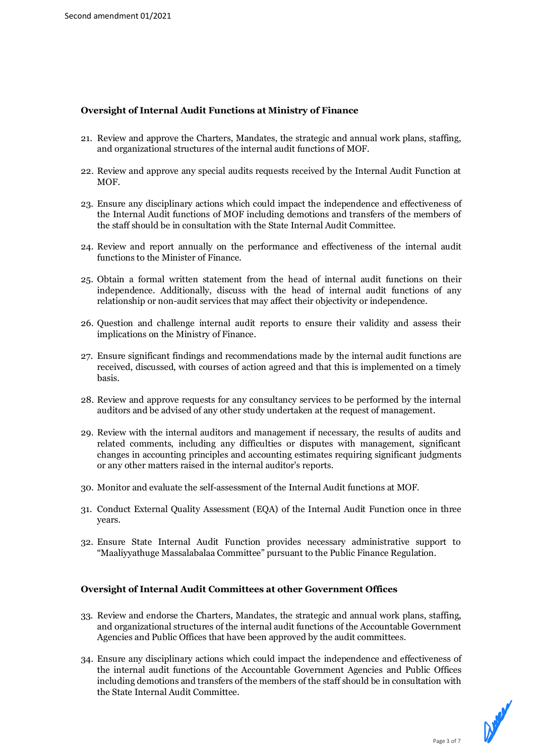### Oversight of Internal Audit Functions at Ministry of Finance

21. Review and approve the Charters, Mandates, the strategic and annual work plans, staffing, and organizational structures of the internal audit functions of MOF.

22. Review and approve any special audits requests received by the Internal Audit Function at MOF.

23. Ensure any disciplinary actions which could impact the independence and effectiveness of the Internal Audit functions of MOF including demotions and transfers of the members of the staff should be in consultation with the State Internal Audit Committee.

24. Review and report annually on the performance and effectiveness of the internal audit functions to the Minister of Finance.

25. Obtain a formal written statement from the head of internal audit functions on their independence. Additionally, discuss with the head of internal audit functions of any relationship or non-audit services that may affect their objectivity or independence.

26. Question and challenge internal audit reports to ensure their validity and assess their implications on the Ministry of Finance.

27. Ensure significant findings and recommendations made by the internal audit functions are received, discussed, with courses of action agreed and that this is implemented on a timely basis.

28. Review and approve requests for any consultancy services to be performed by the internal auditors and be advised of any other study undertaken at the request of management.

29. Review with the internal auditors and management if necessary, the results of audits and related comments, including any difficulties or disputes with management, significant changes in accounting principles and accounting estimates requiring significant judgments or any other matters raised in the internal auditor's reports.

30. Monitor and evaluate the self-assessment of the Internal Audit functions at MOF.

31. Conduct External Quality Assessment (EQA) of the Internal Audit Function once in three years.

32. Ensure State Internal Audit Function provides necessary administrative support to "Maaliyyathuge Massalabalaa Committee" pursuant to the Public Finance Regulation.

### Oversight of Internal Audit Committees at other Government Offices

33. Review and endorse the Charters, Mandates, the strategic and annual work plans, staffing, and organizational structures of the internal audit functions of the Accountable Government Agencies and Public Offices that have been approved by the audit committees.

34. Ensure any disciplinary actions which could impact the independence and effectiveness of the internal audit functions of the Accountable Government Agencies and Public Offices including demotions and transfers of the members of the staff should be in consultation with the State Internal Audit Committee.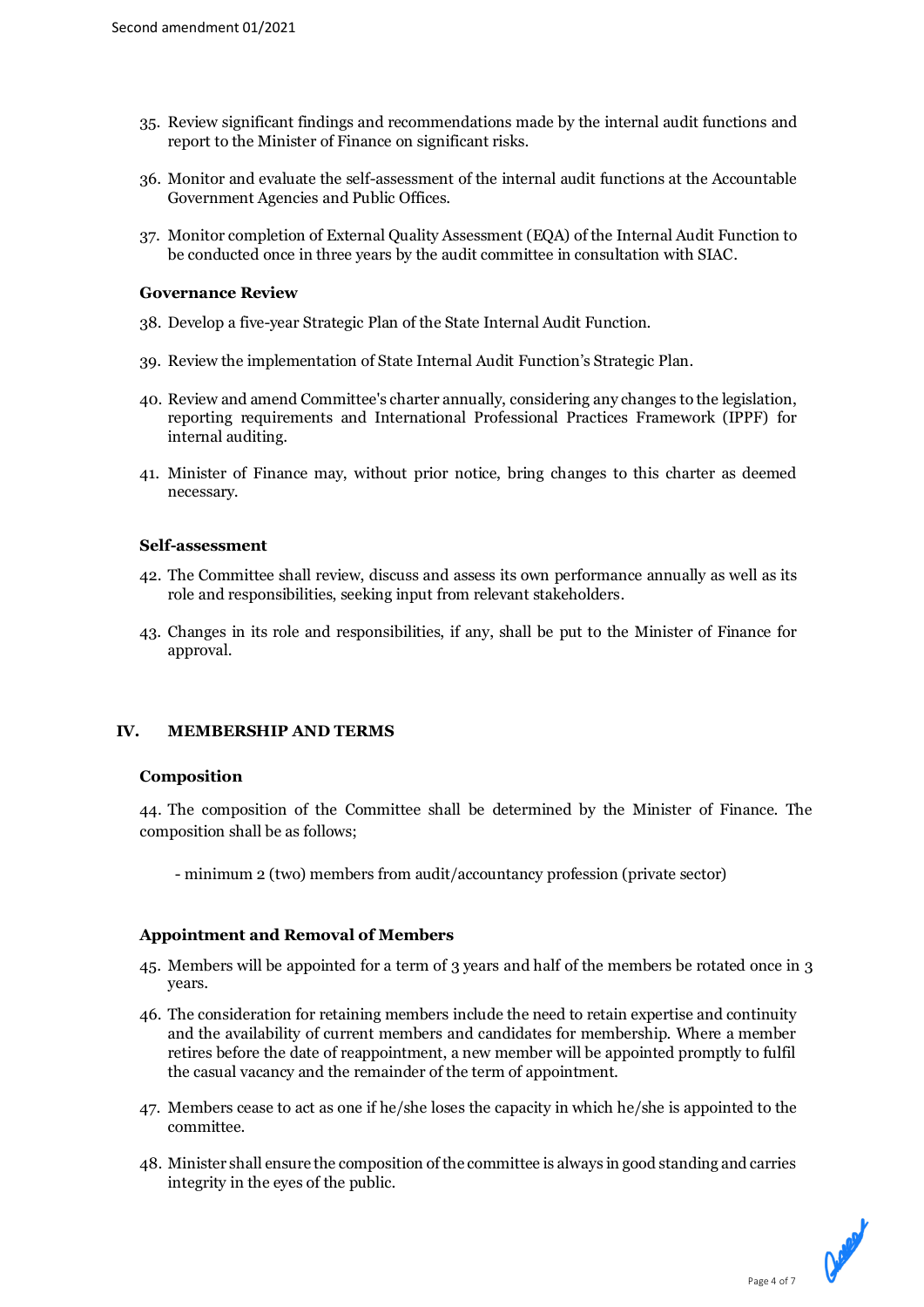35. Review significant findings and recommendations made by the internal audit functions and report to the Minister of Finance on significant risks.

36. Monitor and evaluate the self-assessment of the internal audit functions at the Accountable Government Agencies and Public Offices.

37. Monitor completion of External Quality Assessment (EQA) of the Internal Audit Function to be conducted once in three years by the audit committee in consultation with SIAC.

**Governance Review**

38. Develop a five-year Strategic Plan of the State Internal Audit Function.

39. Review the implementation of State Internal Audit Function's Strategic Plan.

40. Review and amend Committee's charter annually, considering any changes to the legislation, reporting requirements and International Professional Practices Framework (IPPF) for internal auditing.

41. Minister of Finance may, without prior notice, bring changes to this charter as deemed necessary.

**Self-assessment**

42. The Committee shall review, discuss and assess its own performance annually as well as its role and responsibilities, seeking input from relevant stakeholders.

43. Changes in its role and responsibilities, if any, shall be put to the Minister of Finance for approval.

## IV. MEMBERSHIP AND TERMS

**Composition**

44. The composition of the Committee shall be determined by the Minister of Finance. The composition shall be as follows;

- minimum 2 (two) members from audit/accountancy profession (private sector)

**Appointment and Removal of Members**

45. Members will be appointed for a term of 3 years and half of the members be rotated once in 3 years.

46. The consideration for retaining members include the need to retain expertise and continuity and the availability of current members and candidates for membership. Where a member retires before the date of reappointment, a new member will be appointed promptly to fulfil the casual vacancy and the remainder of the term of appointment.

47. Members cease to act as one if he/she loses the capacity in which he/she is appointed to the committee.

48. Minister shall ensure the composition of the committee is always in good standing and carries integrity in the eyes of the public.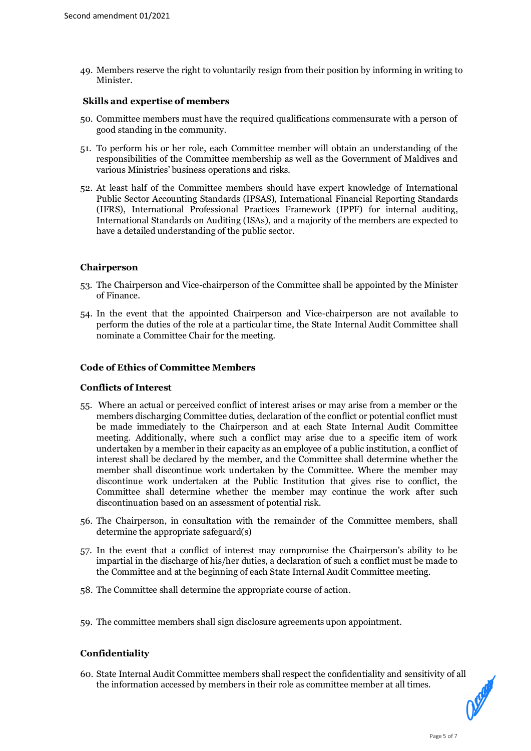49. Members reserve the right to voluntarily resign from their position by informing in writing to Minister.

### Skills and expertise of members

50. Committee members must have the required qualifications commensurate with a person of good standing in the community.

51. To perform his or her role, each Committee member will obtain an understanding of the responsibilities of the Committee membership as well as the Government of Maldives and various Ministries' business operations and risks.

52. At least half of the Committee members should have expert knowledge of International Public Sector Accounting Standards (IPSAS), International Financial Reporting Standards (IFRS), International Professional Practices Framework (IPPF) for internal auditing, International Standards on Auditing (ISAs), and a majority of the members are expected to have a detailed understanding of the public sector.

### Chairperson

53. The Chairperson and Vice-chairperson of the Committee shall be appointed by the Minister of Finance.

54. In the event that the appointed Chairperson and Vice-chairperson are not available to perform the duties of the role at a particular time, the State Internal Audit Committee shall nominate a Committee Chair for the meeting.

### Code of Ethics of Committee Members

### Conflicts of Interest

55. Where an actual or perceived conflict of interest arises or may arise from a member or the members discharging Committee duties, declaration of the conflict or potential conflict must be made immediately to the Chairperson and at each State Internal Audit Committee meeting. Additionally, where such a conflict may arise due to a specific item of work undertaken by a member in their capacity as an employee of a public institution, a conflict of interest shall be declared by the member, and the Committee shall determine whether the member shall discontinue work undertaken by the Committee. Where the member may discontinue work undertaken at the Public Institution that gives rise to conflict, the Committee shall determine whether the member may continue the work after such discontinuation based on an assessment of potential risk.

56. The Chairperson, in consultation with the remainder of the Committee members, shall determine the appropriate safeguard(s)

57. In the event that a conflict of interest may compromise the Chairperson's ability to be impartial in the discharge of his/her duties, a declaration of such a conflict must be made to the Committee and at the beginning of each State Internal Audit Committee meeting.

58. The Committee shall determine the appropriate course of action.

59. The committee members shall sign disclosure agreements upon appointment.

### Confidentiality

60. State Internal Audit Committee members shall respect the confidentiality and sensitivity of all the information accessed by members in their role as committee member at all times.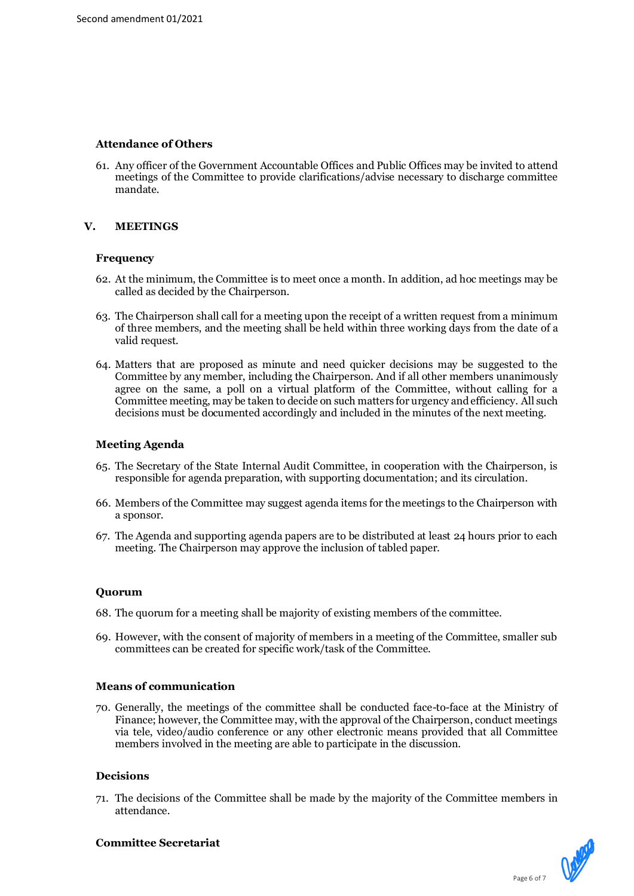### Attendance of Others

61. Any officer of the Government Accountable Offices and Public Offices may be invited to attend meetings of the Committee to provide clarifications/advise necessary to discharge committee mandate.

## V. MEETINGS

### Frequency

62. At the minimum, the Committee is to meet once a month. In addition, ad hoc meetings may be called as decided by the Chairperson.

63. The Chairperson shall call for a meeting upon the receipt of a written request from a minimum of three members, and the meeting shall be held within three working days from the date of a valid request.

64. Matters that are proposed as minute and need quicker decisions may be suggested to the Committee by any member, including the Chairperson. And if all other members unanimously agree on the same, a poll on a virtual platform of the Committee, without calling for a Committee meeting, may be taken to decide on such matters for urgency and efficiency. All such decisions must be documented accordingly and included in the minutes of the next meeting.

### Meeting Agenda

65. The Secretary of the State Internal Audit Committee, in cooperation with the Chairperson, is responsible for agenda preparation, with supporting documentation; and its circulation.

66. Members of the Committee may suggest agenda items for the meetings to the Chairperson with a sponsor.

67. The Agenda and supporting agenda papers are to be distributed at least 24 hours prior to each meeting. The Chairperson may approve the inclusion of tabled paper.

### Quorum

68. The quorum for a meeting shall be majority of existing members of the committee.

69. However, with the consent of majority of members in a meeting of the Committee, smaller sub committees can be created for specific work/task of the Committee.

### Means of communication

70. Generally, the meetings of the committee shall be conducted face-to-face at the Ministry of Finance; however, the Committee may, with the approval of the Chairperson, conduct meetings via tele, video/audio conference or any other electronic means provided that all Committee members involved in the meeting are able to participate in the discussion.

### Decisions

71. The decisions of the Committee shall be made by the majority of the Committee members in attendance.

### Committee Secretariat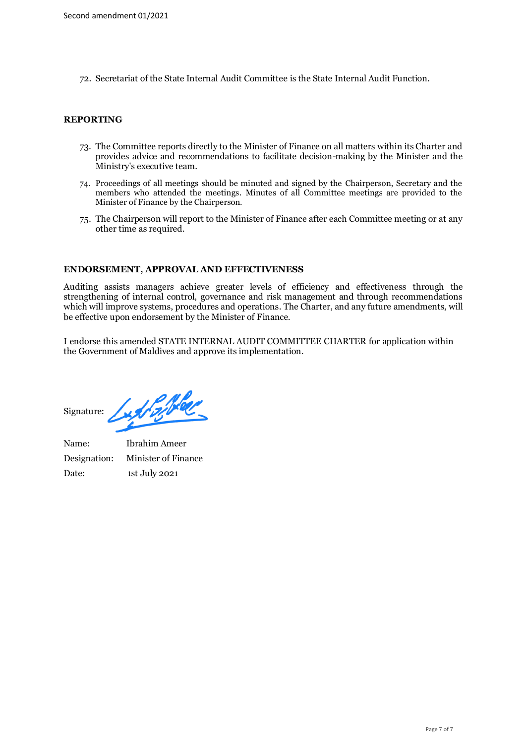72. Secretariat of the State Internal Audit Committee is the State Internal Audit Function.

## REPORTING

73. The Committee reports directly to the Minister of Finance on all matters within its Charter and provides advice and recommendations to facilitate decision-making by the Minister and the Ministry's executive team.
74. Proceedings of all meetings should be minuted and signed by the Chairperson, Secretary and the members who attended the meetings. Minutes of all Committee meetings are provided to the Minister of Finance by the Chairperson.
75. The Chairperson will report to the Minister of Finance after each Committee meeting or at any other time as required.

## ENDORSEMENT, APPROVAL AND EFFECTIVENESS

Auditing assists managers achieve greater levels of efficiency and effectiveness through the strengthening of internal control, governance and risk management and through recommendations which will improve systems, procedures and operations. The Charter, and any future amendments, will be effective upon endorsement by the Minister of Finance.

I endorse this amended STATE INTERNAL AUDIT COMMITTEE CHARTER for application within the Government of Maldives and approve its implementation.

Signature:

Name: Ibrahim Ameer

Designation: Minister of Finance

Date: 1st July 2021